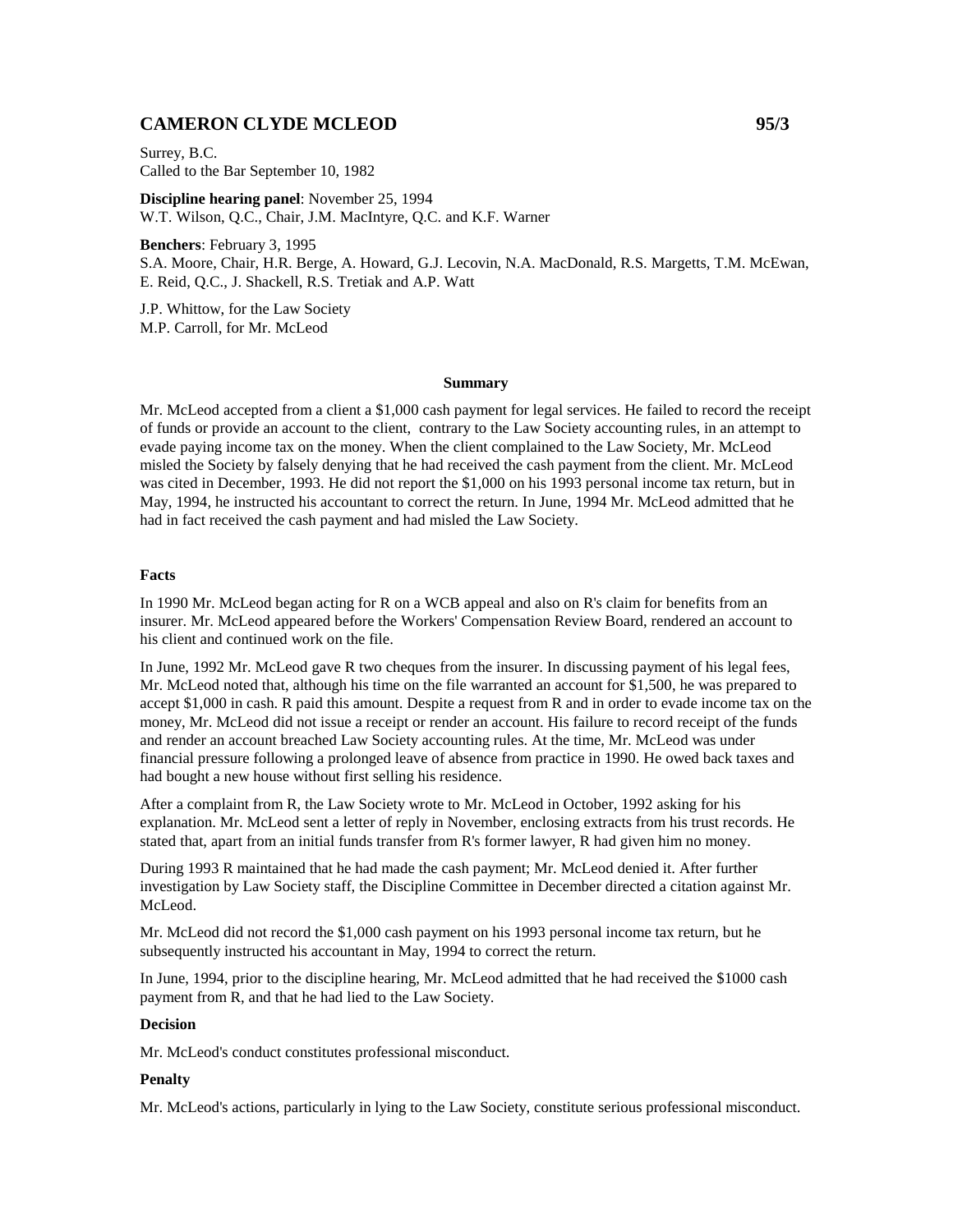## CAMERON CLYDE MCLEOD 95/3

Surrey, B.C.
Called to the Bar September 10, 1982

**Discipline hearing panel**: November 25, 1994
W.T. Wilson, Q.C., Chair, J.M. MacIntyre, Q.C. and K.F. Warner

**Benchers**: February 3, 1995
S.A. Moore, Chair, H.R. Berge, A. Howard, G.J. Lecovin, N.A. MacDonald, R.S. Margetts, T.M. McEwan, E. Reid, Q.C., J. Shackell, R.S. Tretiak and A.P. Watt

J.P. Whittow, for the Law Society
M.P. Carroll, for Mr. McLeod

### Summary

Mr. McLeod accepted from a client a $1,000 cash payment for legal services. He failed to record the receipt of funds or provide an account to the client, contrary to the Law Society accounting rules, in an attempt to evade paying income tax on the money. When the client complained to the Law Society, Mr. McLeod misled the Society by falsely denying that he had received the cash payment from the client. Mr. McLeod was cited in December, 1993. He did not report the $1,000 on his 1993 personal income tax return, but in May, 1994, he instructed his accountant to correct the return. In June, 1994 Mr. McLeod admitted that he had in fact received the cash payment and had misled the Law Society.

### Facts

In 1990 Mr. McLeod began acting for R on a WCB appeal and also on R's claim for benefits from an insurer. Mr. McLeod appeared before the Workers' Compensation Review Board, rendered an account to his client and continued work on the file.

In June, 1992 Mr. McLeod gave R two cheques from the insurer. In discussing payment of his legal fees, Mr. McLeod noted that, although his time on the file warranted an account for $1,500, he was prepared to accept $1,000 in cash. R paid this amount. Despite a request from R and in order to evade income tax on the money, Mr. McLeod did not issue a receipt or render an account. His failure to record receipt of the funds and render an account breached Law Society accounting rules. At the time, Mr. McLeod was under financial pressure following a prolonged leave of absence from practice in 1990. He owed back taxes and had bought a new house without first selling his residence.

After a complaint from R, the Law Society wrote to Mr. McLeod in October, 1992 asking for his explanation. Mr. McLeod sent a letter of reply in November, enclosing extracts from his trust records. He stated that, apart from an initial funds transfer from R's former lawyer, R had given him no money.

During 1993 R maintained that he had made the cash payment; Mr. McLeod denied it. After further investigation by Law Society staff, the Discipline Committee in December directed a citation against Mr. McLeod.

Mr. McLeod did not record the $1,000 cash payment on his 1993 personal income tax return, but he subsequently instructed his accountant in May, 1994 to correct the return.

In June, 1994, prior to the discipline hearing, Mr. McLeod admitted that he had received the $1000 cash payment from R, and that he had lied to the Law Society.

### Decision

Mr. McLeod's conduct constitutes professional misconduct.

### Penalty

Mr. McLeod's actions, particularly in lying to the Law Society, constitute serious professional misconduct.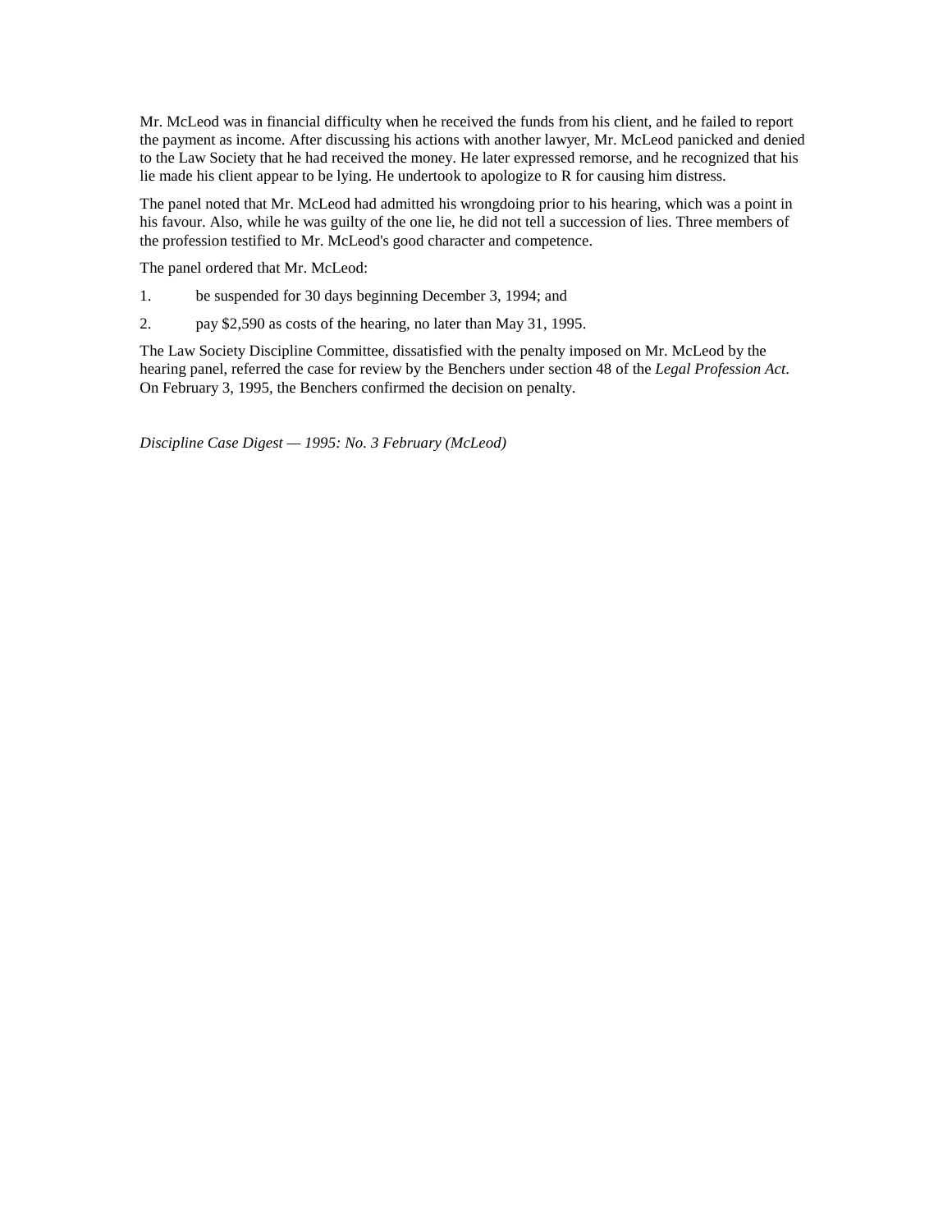Mr. McLeod was in financial difficulty when he received the funds from his client, and he failed to report the payment as income. After discussing his actions with another lawyer, Mr. McLeod panicked and denied to the Law Society that he had received the money. He later expressed remorse, and he recognized that his lie made his client appear to be lying. He undertook to apologize to R for causing him distress.

The panel noted that Mr. McLeod had admitted his wrongdoing prior to his hearing, which was a point in his favour. Also, while he was guilty of the one lie, he did not tell a succession of lies. Three members of the profession testified to Mr. McLeod's good character and competence.

The panel ordered that Mr. McLeod:

1. be suspended for 30 days beginning December 3, 1994; and
2. pay $2,590 as costs of the hearing, no later than May 31, 1995.

The Law Society Discipline Committee, dissatisfied with the penalty imposed on Mr. McLeod by the hearing panel, referred the case for review by the Benchers under section 48 of the *Legal Profession Act*. On February 3, 1995, the Benchers confirmed the decision on penalty.

*Discipline Case Digest — 1995: No. 3 February (McLeod)*